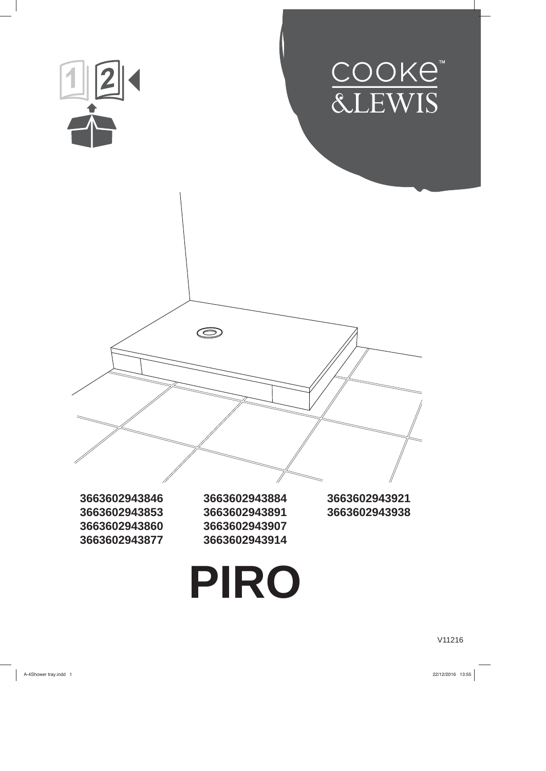COOKE & LEWIS

3663602943846
3663602943853
3663602943860
3663602943877
3663602943884
3663602943891
3663602943907
3663602943914
3663602943921
3663602943938

# PIRO

V11216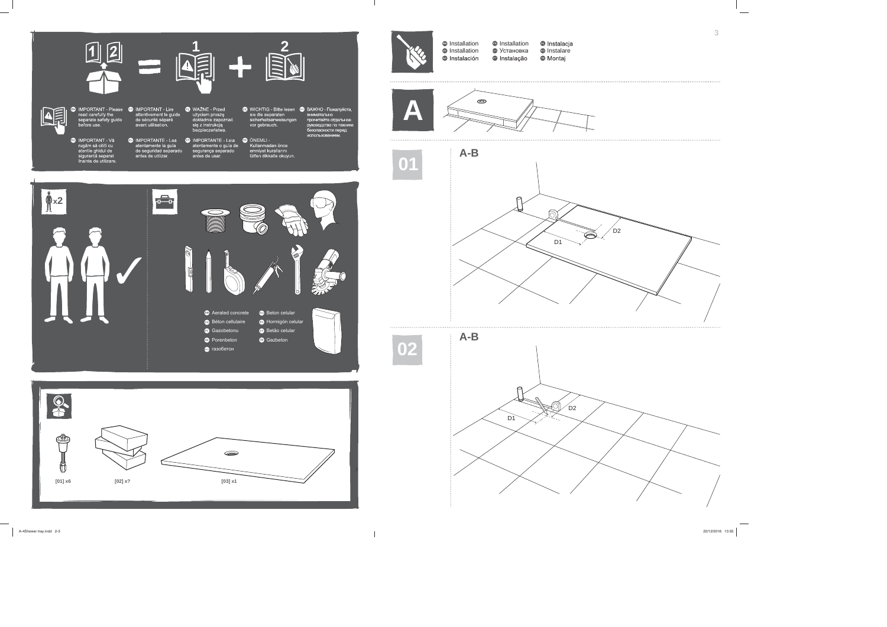1 2 = 1 + 2

EN IMPORTANT - Please read carefully the separate safety guide before use.

FR IMPORTANT - Lire attentivement le guide de sécurité séparé avant utilisation.

PL WAŻNE - Przed użyciem proszę dokładnie zapoznać się z instrukcją bezpieczeństwa.

DE WICHTIG - Bitte lesen sie die separaten sicherheitsanweisungen vor gebrauch.

RU ВАЖНО - Пожалуйста, внимательно прочитайте отдельное руководство по технике безопасности перед использованием.

RO IMPORTANT - Vă rugăm să citiți cu atenție ghidul de siguranță separat înainte de utilizare.

ES IMPORTANTE - Lea atentamente la guía de seguridad separado antes de utilizar.

PT IMPORTANTE - Leia atentamente o guia de segurança separado antes de usar.

TR ÖNEMLI - Kullanmadan önce emniyet kurallarını lütfen dikkatle okuyun.

x2

EN Aerated concrete
FR Béton cellulaire
PL Gazobetonu
DE Porenbeton
RU газобетон
RO Beton celular
ES Hormigón celular
PT Betão celular
TR Gazbeton

[01] x6

[02] x?

[03] x1

EN Installation
FR Installation
ES Instalación
DE Installation
RU Установка
PT Instalação
PL Instalacja
RO Instalare
TR Montaj

A

01

A-B

D2

D1

02

A-B

D2

D1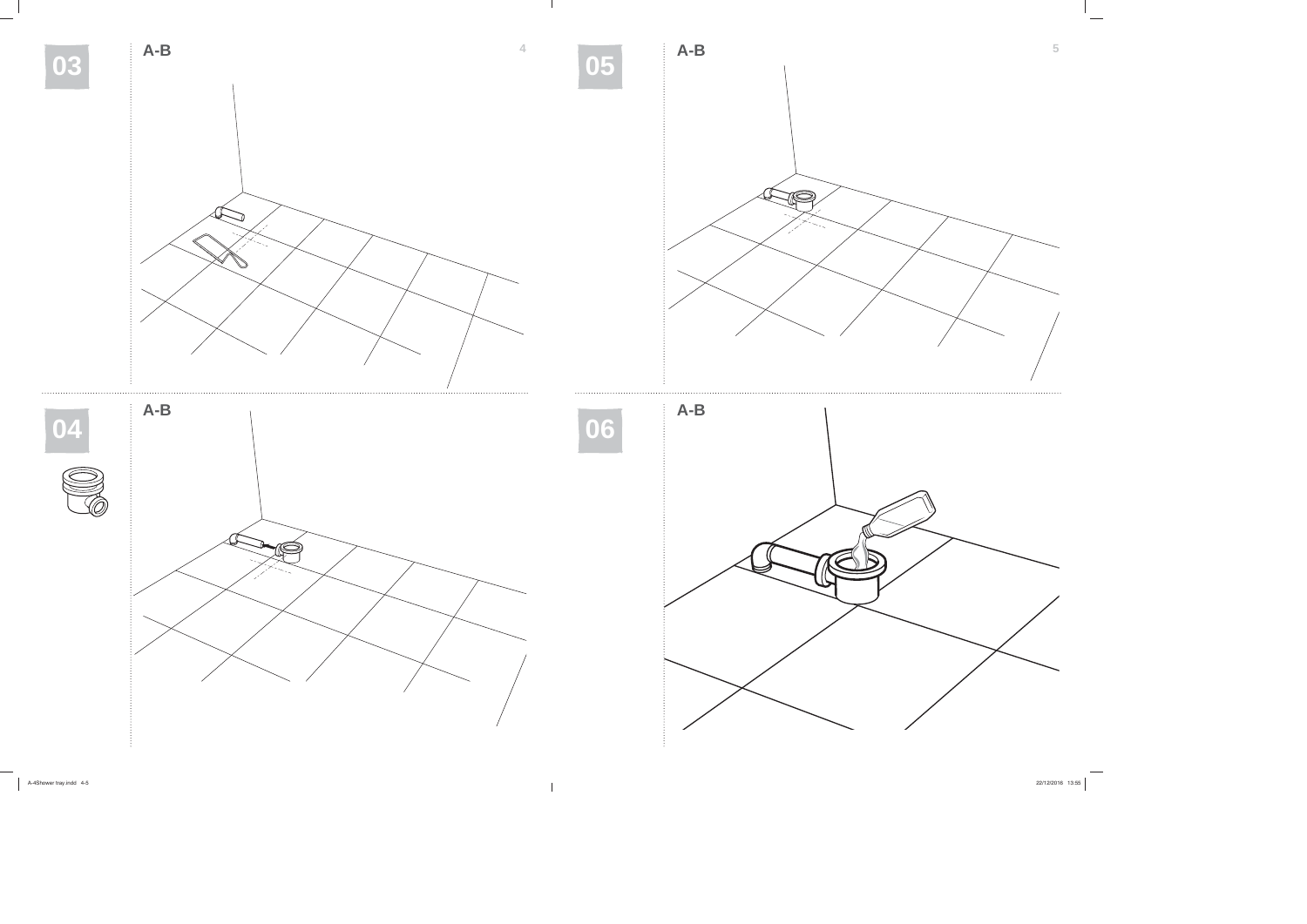03

A-B

04

A-B

05

A-B

06

A-B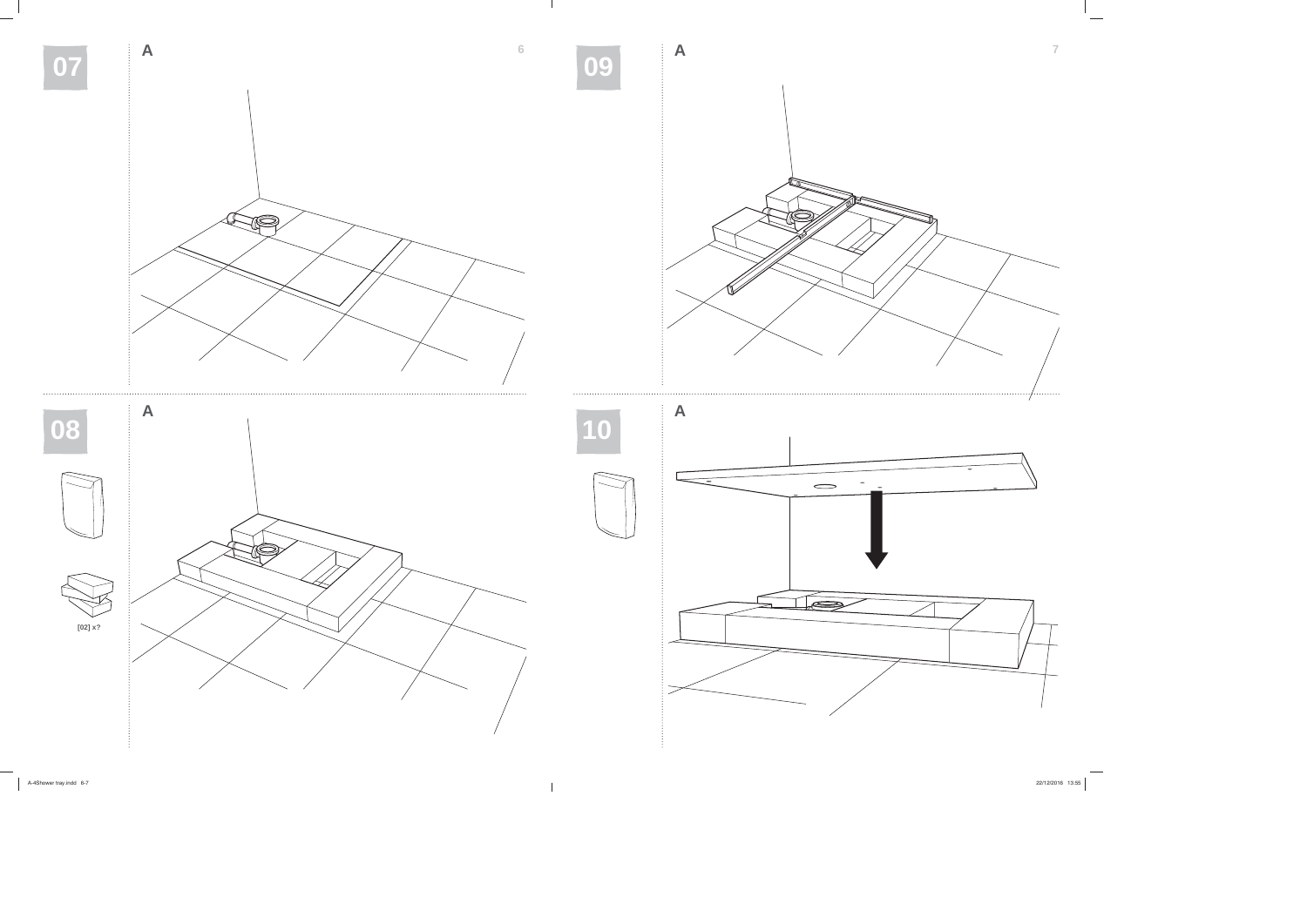07

A

08

A

[02] x?

09

A

10

A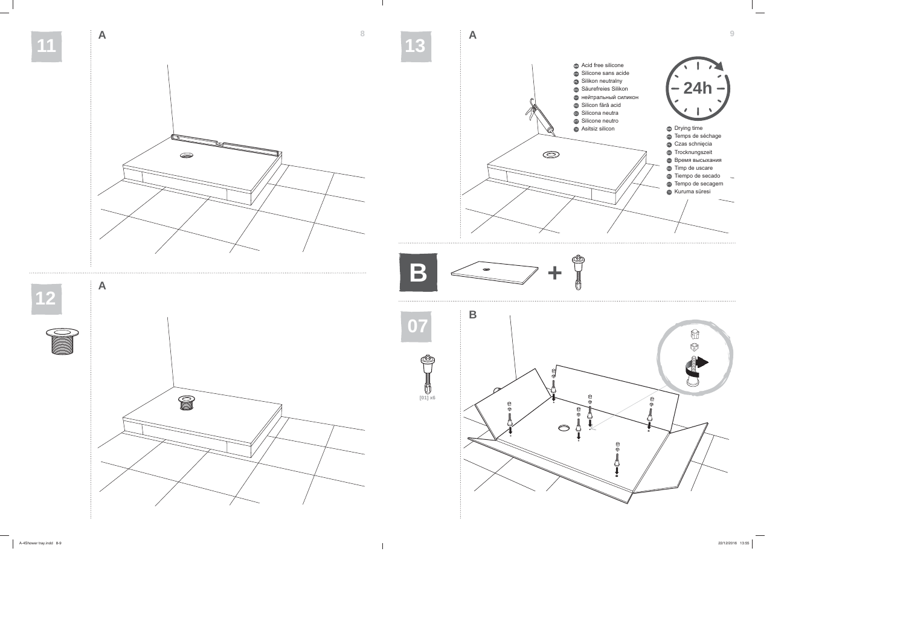## 11

A

## 12

A

## 13

A

- Acid free silicone
- Silicone sans acide
- Silikon neutralny
- Säurefreies Silikon
- нейтральный силикон
- Silicon fără acid
- Silicona neutra
- Silicone neutro
- Asitsiz silicon

24h

- Drying time
- Temps de séchage
- Czas schnięcia
- Trocknungszeit
- Время высыхания
- Timp de uscare
- Tiempo de secado
- Tempo de secagem
- Kuruma süresi

## B

+

## 07

B

[01] x6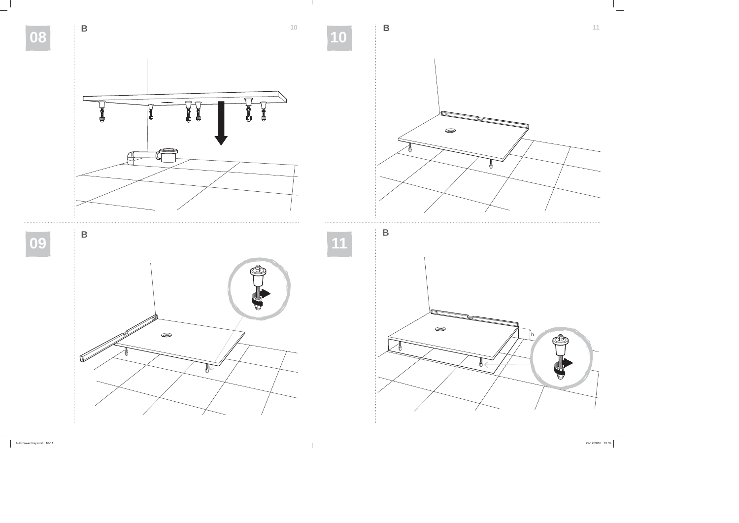08

B

09

B

10

B

11

B

h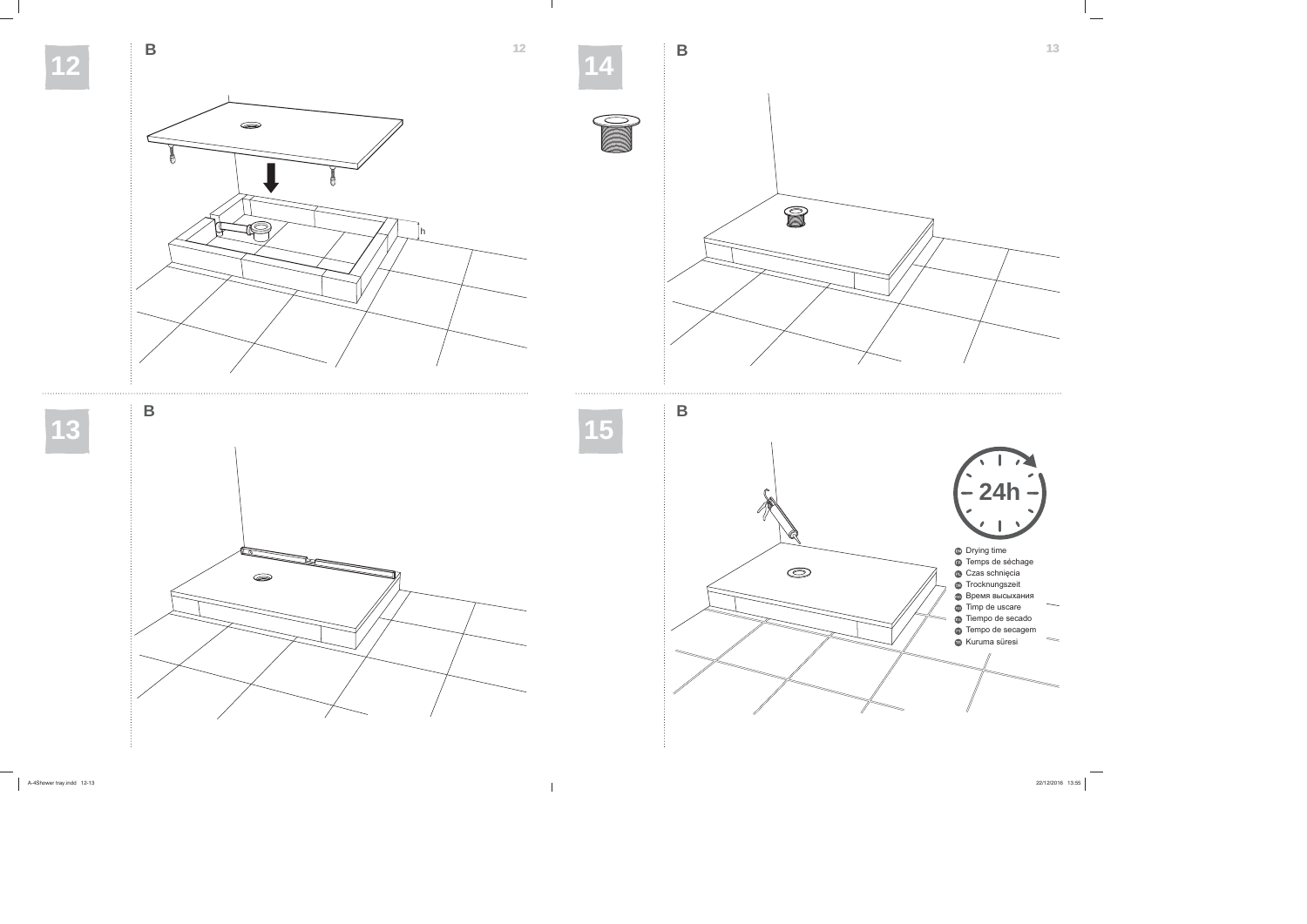## 12

B

h

## 13

B

## 14

B

## 15

B

24h

- Drying time
- Temps de séchage
- Czas schnięcia
- Trocknungszeit
- Время высыхания
- Timp de uscare
- Tiempo de secado
- Tempo de secagem
- Kuruma süresi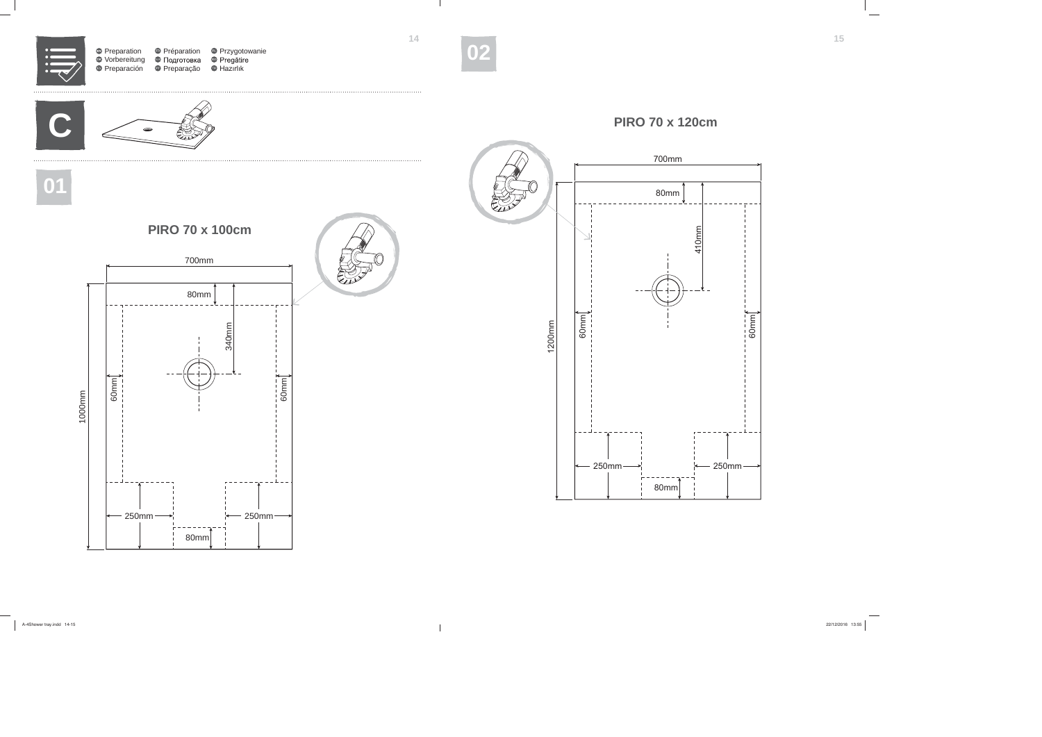Preparation · Vorbereitung · Preparación · Préparation · Подготовка · Preparação · Przygotowanie · Pregătire · Hazırlık

**C**

**01**

## PIRO 70 x 100cm

700mm

80mm

340mm

60mm

60mm

1000mm

250mm

250mm

80mm

**02**

## PIRO 70 x 120cm

700mm

80mm

410mm

60mm

60mm

1200mm

250mm

250mm

80mm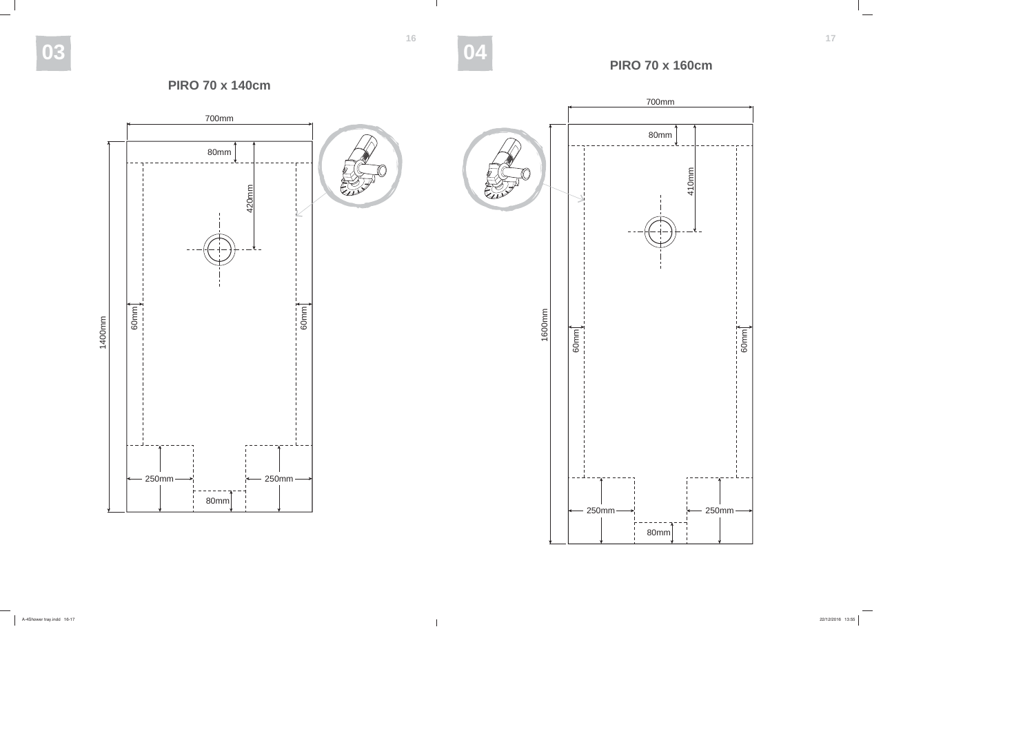## 03

### PIRO 70 x 140cm

700mm

80mm

420mm

60mm

60mm

1400mm

250mm

250mm

80mm

## 04

### PIRO 70 x 160cm

700mm

80mm

410mm

1600mm

60mm

60mm

250mm

250mm

80mm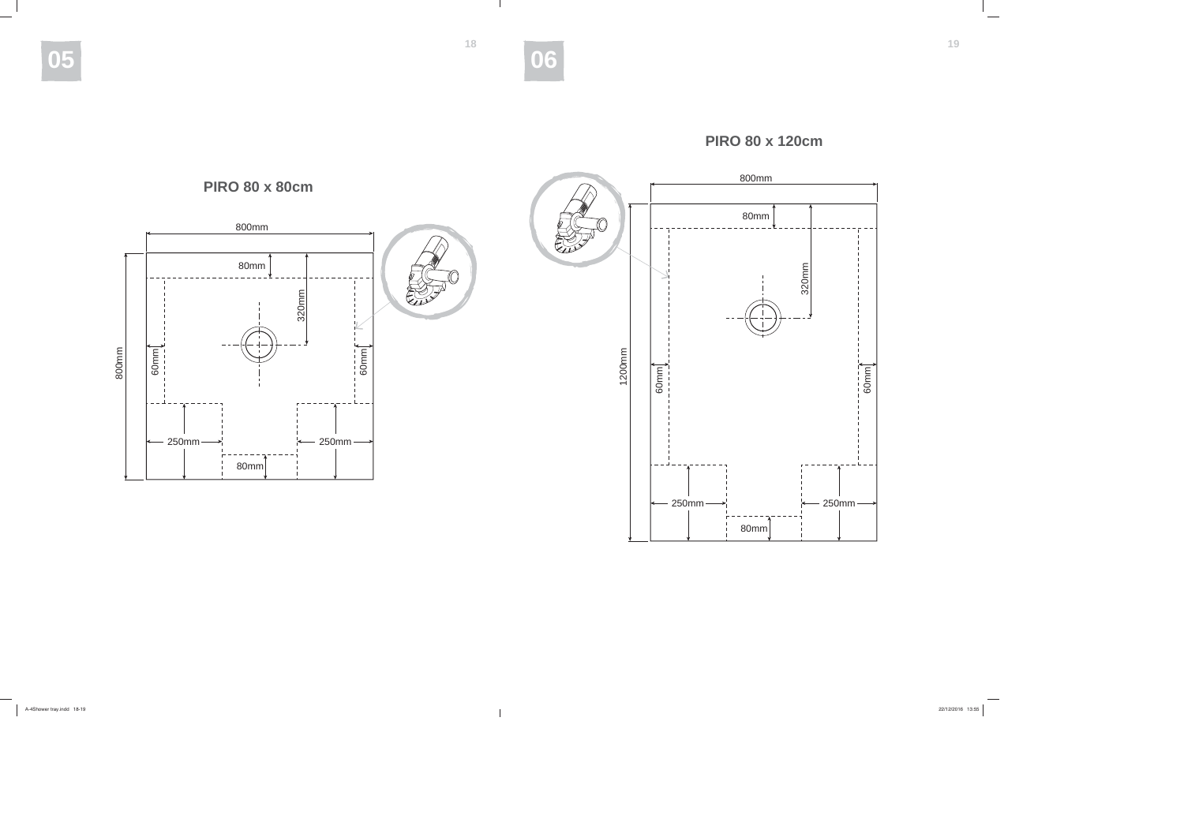## 05

### PIRO 80 x 80cm

800mm

80mm

320mm

800mm

60mm

60mm

250mm

250mm

80mm

## 06

### PIRO 80 x 120cm

800mm

80mm

320mm

1200mm

60mm

60mm

250mm

250mm

80mm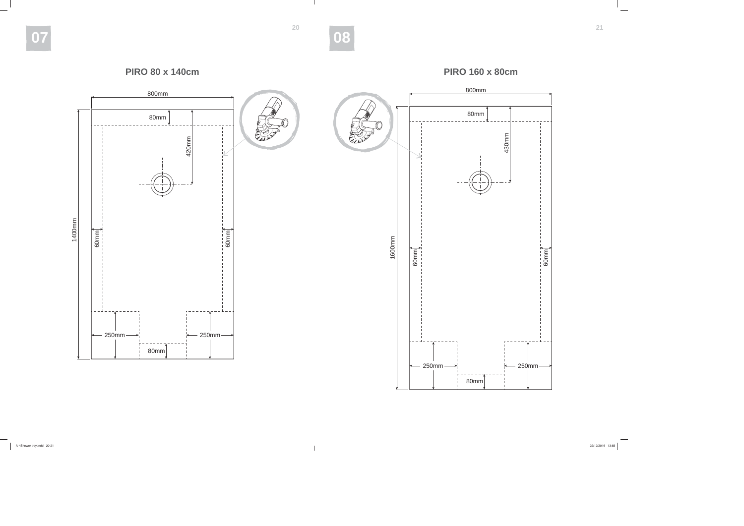## 07

### PIRO 80 x 140cm

800mm

80mm

420mm

1400mm

60mm

60mm

250mm

250mm

80mm

## 08

### PIRO 160 x 80cm

800mm

80mm

430mm

1600mm

60mm

60mm

250mm

250mm

80mm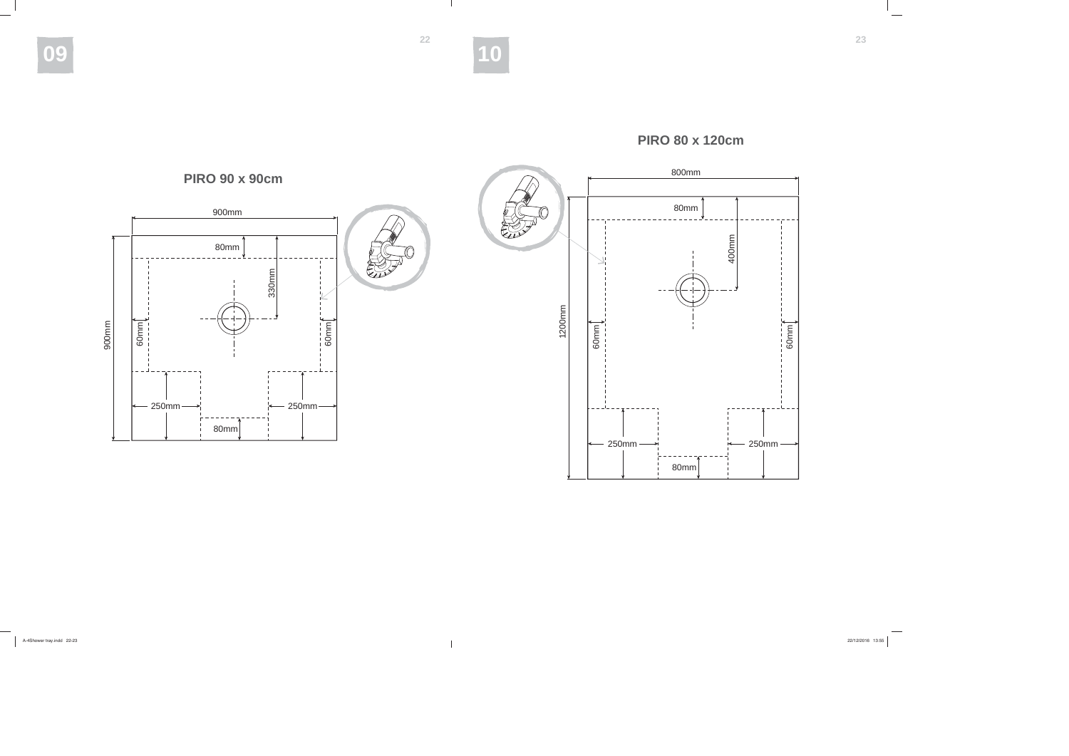## 09

### PIRO 90 x 90cm

900mm

80mm

330mm

900mm

60mm

60mm

250mm

250mm

80mm

## 10

### PIRO 80 x 120cm

800mm

80mm

400mm

1200mm

60mm

60mm

250mm

250mm

80mm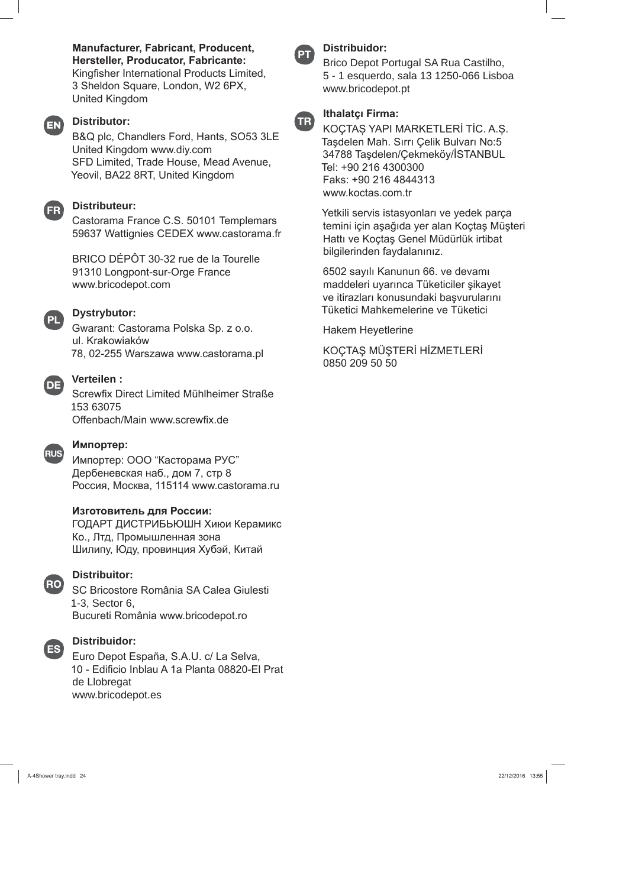**Manufacturer, Fabricant, Producent, Hersteller, Producator, Fabricante:**
Kingfisher International Products Limited,
3 Sheldon Square, London, W2 6PX,
United Kingdom

EN

**Distributor:**
B&Q plc, Chandlers Ford, Hants, SO53 3LE
United Kingdom www.diy.com
SFD Limited, Trade House, Mead Avenue,
Yeovil, BA22 8RT, United Kingdom

FR

**Distributeur:**
Castorama France C.S. 50101 Templemars
59637 Wattignies CEDEX www.castorama.fr

BRICO DÉPÔT 30-32 rue de la Tourelle
91310 Longpont-sur-Orge France
www.bricodepot.com

PL

**Dystrybutor:**
Gwarant: Castorama Polska Sp. z o.o.
ul. Krakowiaków
78, 02-255 Warszawa www.castorama.pl

DE

**Verteilen :**
Screwfix Direct Limited Mühlheimer Straße
153 63075
Offenbach/Main www.screwfix.de

RUS

**Импортер:**
Импортер: ООО "Касторама РУС"
Дербеневская наб., дом 7, стр 8
Россия, Москва, 115114 www.castorama.ru

**Изготовитель для России:**
ГОДАРТ ДИСТРИБЬЮШН Хиюи Керамикс
Ко., Лтд, Промышленная зона
Шилипу, Юду, провинция Хубэй, Китай

RO

**Distribuitor:**
SC Bricostore România SA Calea Giulesti
1-3, Sector 6,
Bucureti România www.bricodepot.ro

ES

**Distribuidor:**
Euro Depot España, S.A.U. c/ La Selva,
10 - Edificio Inblau A 1a Planta 08820-El Prat
de Llobregat
www.bricodepot.es

PT

**Distribuidor:**
Brico Depot Portugal SA Rua Castilho,
5 - 1 esquerdo, sala 13 1250-066 Lisboa
www.bricodepot.pt

TR

**Ithalatçı Firma:**
KOÇTAŞ YAPI MARKETLERİ TİC. A.Ş.
Taşdelen Mah. Sırrı Çelik Bulvarı No:5
34788 Taşdelen/Çekmeköy/İSTANBUL
Tel: +90 216 4300300
Faks: +90 216 4844313
www.koctas.com.tr

Yetkili servis istasyonları ve yedek parça temini için aşağıda yer alan Koçtaş Müşteri Hattı ve Koçtaş Genel Müdürlük irtibat bilgilerinden faydalanınız.

6502 sayılı Kanunun 66. ve devamı maddeleri uyarınca Tüketiciler şikayet ve itirazları konusundaki başvurularını Tüketici Mahkemelerine ve Tüketici

Hakem Heyetlerine

KOÇTAŞ MÜŞTERİ HİZMETLERİ
0850 209 50 50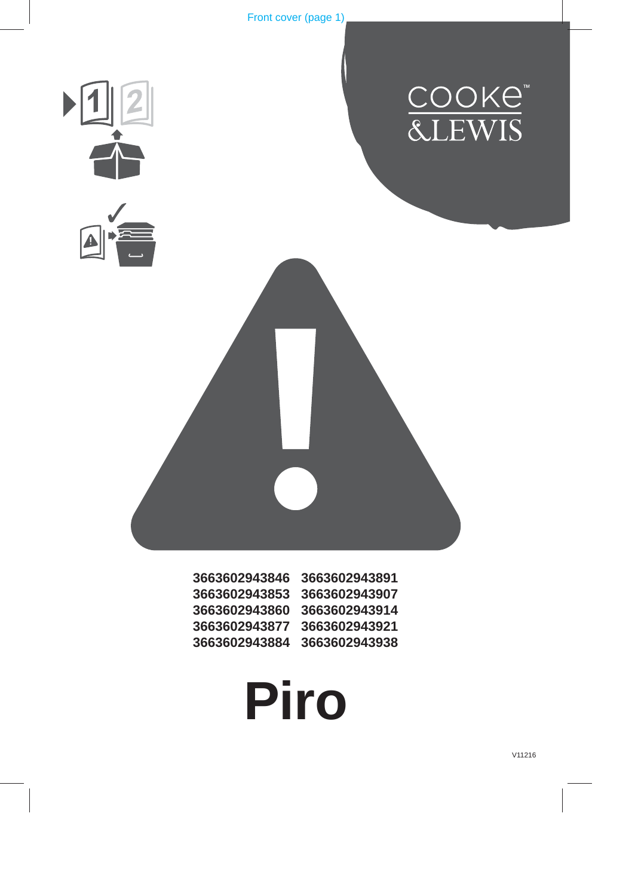Front cover (page 1)

cooke™
&LEWIS

| | |
|---|---|
| 3663602943846 | 3663602943891 |
| 3663602943853 | 3663602943907 |
| 3663602943860 | 3663602943914 |
| 3663602943877 | 3663602943921 |
| 3663602943884 | 3663602943938 |

# Piro

V11216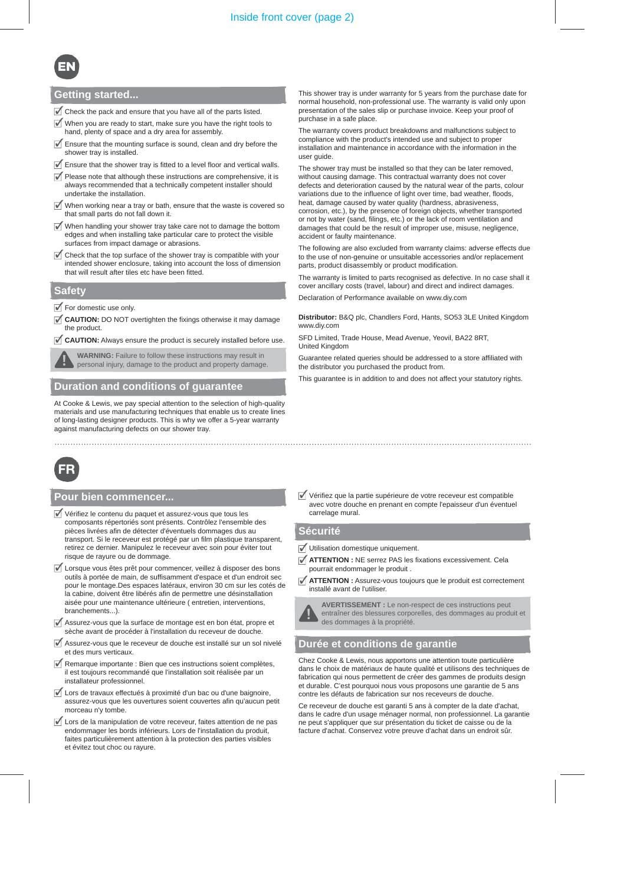EN

## Getting started...

- Check the pack and ensure that you have all of the parts listed.
- When you are ready to start, make sure you have the right tools to hand, plenty of space and a dry area for assembly.
- Ensure that the mounting surface is sound, clean and dry before the shower tray is installed.
- Ensure that the shower tray is fitted to a level floor and vertical walls.
- Please note that although these instructions are comprehensive, it is always recommended that a technically competent installer should undertake the installation.
- When working near a tray or bath, ensure that the waste is covered so that small parts do not fall down it.
- When handling your shower tray take care not to damage the bottom edges and when installing take particular care to protect the visible surfaces from impact damage or abrasions.
- Check that the top surface of the shower tray is compatible with your intended shower enclosure, taking into account the loss of dimension that will result after tiles etc have been fitted.

## Safety

- For domestic use only.
- **CAUTION:** DO NOT overtighten the fixings otherwise it may damage the product.
- **CAUTION:** Always ensure the product is securely installed before use.

**WARNING:** Failure to follow these instructions may result in personal injury, damage to the product and property damage.

## Duration and conditions of guarantee

At Cooke & Lewis, we pay special attention to the selection of high-quality materials and use manufacturing techniques that enable us to create lines of long-lasting designer products. This is why we offer a 5-year warranty against manufacturing defects on our shower tray.

This shower tray is under warranty for 5 years from the purchase date for normal household, non-professional use. The warranty is valid only upon presentation of the sales slip or purchase invoice. Keep your proof of purchase in a safe place.

The warranty covers product breakdowns and malfunctions subject to compliance with the product's intended use and subject to proper installation and maintenance in accordance with the information in the user guide.

The shower tray must be installed so that they can be later removed, without causing damage. This contractual warranty does not cover defects and deterioration caused by the natural wear of the parts, colour variations due to the influence of light over time, bad weather, floods, heat, damage caused by water quality (hardness, abrasiveness, corrosion, etc.), by the presence of foreign objects, whether transported or not by water (sand, filings, etc.) or the lack of room ventilation and damages that could be the result of improper use, misuse, negligence, accident or faulty maintenance.

The following are also excluded from warranty claims: adverse effects due to the use of non-genuine or unsuitable accessories and/or replacement parts, product disassembly or product modification.

The warranty is limited to parts recognised as defective. In no case shall it cover ancillary costs (travel, labour) and direct and indirect damages.

Declaration of Performance available on www.diy.com

**Distributor:** B&Q plc, Chandlers Ford, Hants, SO53 3LE United Kingdom www.diy.com

SFD Limited, Trade House, Mead Avenue, Yeovil, BA22 8RT, United Kingdom

Guarantee related queries should be addressed to a store affiliated with the distributor you purchased the product from.

This guarantee is in addition to and does not affect your statutory rights.

FR

## Pour bien commencer...

- Vérifiez le contenu du paquet et assurez-vous que tous les composants répertoriés sont présents. Contrôlez l'ensemble des pièces livrées afin de détecter d'éventuels dommages dus au transport. Si le receveur est protégé par un film plastique transparent, retirez ce dernier. Manipulez le receveur avec soin pour éviter tout risque de rayure ou de dommage.
- Lorsque vous êtes prêt pour commencer, veillez à disposer des bons outils à portée de main, de suffisamment d'espace et d'un endroit sec pour le montage.Des espaces latéraux, environ 30 cm sur les cotés de la cabine, doivent être libérés afin de permettre une désinstallation aisée pour une maintenance ultérieure ( entretien, interventions, branchements...).
- Assurez-vous que la surface de montage est en bon état, propre et sèche avant de procéder à l'installation du receveur de douche.
- Assurez-vous que le receveur de douche est installé sur un sol nivelé et des murs verticaux.
- Remarque importante : Bien que ces instructions soient complètes, il est toujours recommandé que l'installation soit réalisée par un installateur professionnel.
- Lors de travaux effectués à proximité d'un bac ou d'une baignoire, assurez-vous que les ouvertures soient couvertes afin qu'aucun petit morceau n'y tombe.
- Lors de la manipulation de votre receveur, faites attention de ne pas endommager les bords inférieurs. Lors de l'installation du produit, faites particulièrement attention à la protection des parties visibles et évitez tout choc ou rayure.
- Vérifiez que la partie supérieure de votre receveur est compatible avec votre douche en prenant en compte l'epaisseur d'un éventuel carrelage mural.

## Sécurité

- Utilisation domestique uniquement.
- **ATTENTION :** NE serrez PAS les fixations excessivement. Cela pourrait endommager le produit .
- **ATTENTION :** Assurez-vous toujours que le produit est correctement installé avant de l'utiliser.

**AVERTISSEMENT :** Le non-respect de ces instructions peut entraîner des blessures corporelles, des dommages au produit et des dommages à la propriété.

## Durée et conditions de garantie

Chez Cooke & Lewis, nous apportons une attention toute particulière dans le choix de matériaux de haute qualité et utilisons des techniques de fabrication qui nous permettent de créer des gammes de produits design et durable. C'est pourquoi nous vous proposons une garantie de 5 ans contre les défauts de fabrication sur nos receveurs de douche.

Ce receveur de douche est garanti 5 ans à compter de la date d'achat, dans le cadre d'un usage ménager normal, non professionnel. La garantie ne peut s'appliquer que sur présentation du ticket de caisse ou de la facture d'achat. Conservez votre preuve d'achat dans un endroit sûr.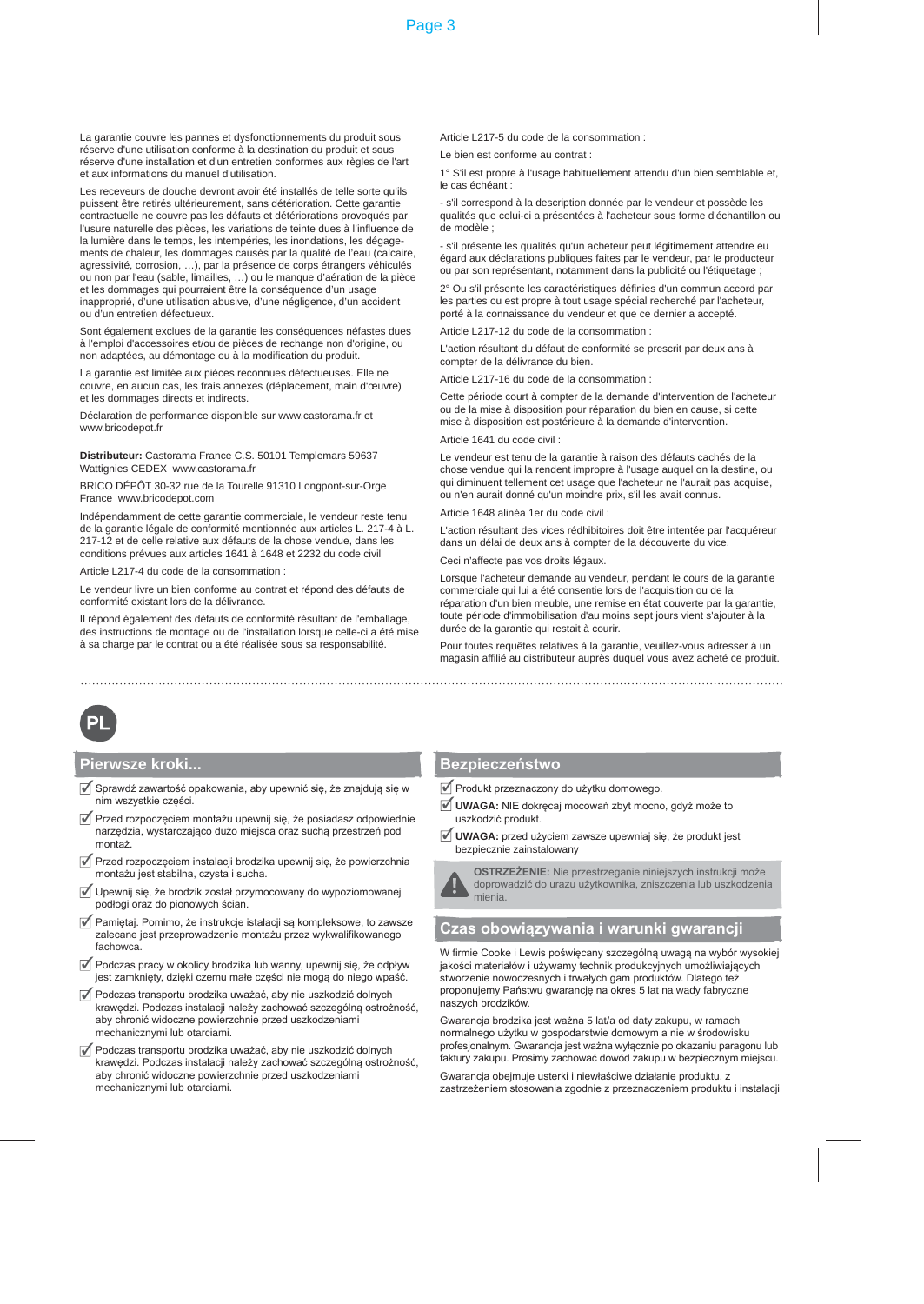La garantie couvre les pannes et dysfonctionnements du produit sous réserve d'une utilisation conforme à la destination du produit et sous réserve d'une installation et d'un entretien conformes aux règles de l'art et aux informations du manuel d'utilisation.

Les receveurs de douche devront avoir été installés de telle sorte qu'ils puissent être retirés ultérieurement, sans détérioration. Cette garantie contractuelle ne couvre pas les défauts et détériorations provoqués par l'usure naturelle des pièces, les variations de teinte dues à l'influence de la lumière dans le temps, les intempéries, les inondations, les dégagements de chaleur, les dommages causés par la qualité de l'eau (calcaire, agressivité, corrosion, …), par la présence de corps étrangers véhiculés ou non par l'eau (sable, limailles, …) ou le manque d'aération de la pièce et les dommages qui pourraient être la conséquence d'un usage inapproprié, d'une utilisation abusive, d'une négligence, d'un accident ou d'un entretien défectueux.

Sont également exclues de la garantie les conséquences néfastes dues à l'emploi d'accessoires et/ou de pièces de rechange non d'origine, ou non adaptées, au démontage ou à la modification du produit.

La garantie est limitée aux pièces reconnues défectueuses. Elle ne couvre, en aucun cas, les frais annexes (déplacement, main d'œuvre) et les dommages directs et indirects.

Déclaration de performance disponible sur www.castorama.fr et www.bricodepot.fr

**Distributeur:** Castorama France C.S. 50101 Templemars 59637 Wattignies CEDEX www.castorama.fr

BRICO DÉPÔT 30-32 rue de la Tourelle 91310 Longpont-sur-Orge France www.bricodepot.com

Indépendamment de cette garantie commerciale, le vendeur reste tenu de la garantie légale de conformité mentionnée aux articles L. 217-4 à L. 217-12 et de celle relative aux défauts de la chose vendue, dans les conditions prévues aux articles 1641 à 1648 et 2232 du code civil

Article L217-4 du code de la consommation :

Le vendeur livre un bien conforme au contrat et répond des défauts de conformité existant lors de la délivrance.

Il répond également des défauts de conformité résultant de l'emballage, des instructions de montage ou de l'installation lorsque celle-ci a été mise à sa charge par le contrat ou a été réalisée sous sa responsabilité.

Article L217-5 du code de la consommation :

Le bien est conforme au contrat :

1° S'il est propre à l'usage habituellement attendu d'un bien semblable et, le cas échéant :

- s'il correspond à la description donnée par le vendeur et possède les qualités que celui-ci a présentées à l'acheteur sous forme d'échantillon ou de modèle ;

- s'il présente les qualités qu'un acheteur peut légitimement attendre eu égard aux déclarations publiques faites par le vendeur, par le producteur ou par son représentant, notamment dans la publicité ou l'étiquetage ;

2° Ou s'il présente les caractéristiques définies d'un commun accord par les parties ou est propre à tout usage spécial recherché par l'acheteur, porté à la connaissance du vendeur et que ce dernier a accepté.

Article L217-12 du code de la consommation :

L'action résultant du défaut de conformité se prescrit par deux ans à compter de la délivrance du bien.

Article L217-16 du code de la consommation :

Cette période court à compter de la demande d'intervention de l'acheteur ou de la mise à disposition pour réparation du bien en cause, si cette mise à disposition est postérieure à la demande d'intervention.

Article 1641 du code civil :

Le vendeur est tenu de la garantie à raison des défauts cachés de la chose vendue qui la rendent impropre à l'usage auquel on la destine, ou qui diminuent tellement cet usage que l'acheteur ne l'aurait pas acquise, ou n'en aurait donné qu'un moindre prix, s'il les avait connus.

Article 1648 alinéa 1er du code civil :

L'action résultant des vices rédhibitoires doit être intentée par l'acquéreur dans un délai de deux ans à compter de la découverte du vice.

Ceci n'affecte pas vos droits légaux.

Lorsque l'acheteur demande au vendeur, pendant le cours de la garantie commerciale qui lui a été consentie lors de l'acquisition ou de la réparation d'un bien meuble, une remise en état couverte par la garantie, toute période d'immobilisation d'au moins sept jours vient s'ajouter à la durée de la garantie qui restait à courir.

Pour toutes requêtes relatives à la garantie, veuillez-vous adresser à un magasin affilié au distributeur auprès duquel vous avez acheté ce produit.

---

**PL**

## Pierwsze kroki...

- ✓ Sprawdź zawartość opakowania, aby upewnić się, że znajdują się w nim wszystkie części.
- ✓ Przed rozpoczęciem montażu upewnij się, że posiadasz odpowiednie narzędzia, wystarczająco dużo miejsca oraz suchą przestrzeń pod montaż.
- ✓ Przed rozpoczęciem instalacji brodzika upewnij się, że powierzchnia montażu jest stabilna, czysta i sucha.
- ✓ Upewnij się, że brodzik został przymocowany do wypoziomowanej podłogi oraz do pionowych ścian.
- ✓ Pamiętaj. Pomimo, że instrukcje istalacji są kompleksowe, to zawsze zalecane jest przeprowadzenie montażu przez wykwalifikowanego fachowca.
- ✓ Podczas pracy w okolicy brodzika lub wanny, upewnij się, że odpływ jest zamknięty, dzięki czemu małe części nie mogą do niego wpaść.
- ✓ Podczas transportu brodzika uważać, aby nie uszkodzić dolnych krawędzi. Podczas instalacji należy zachować szczególną ostrożność, aby chronić widoczne powierzchnie przed uszkodzeniami mechanicznymi lub otarciami.
- ✓ Podczas transportu brodzika uważać, aby nie uszkodzić dolnych krawędzi. Podczas instalacji należy zachować szczególną ostrożność, aby chronić widoczne powierzchnie przed uszkodzeniami mechanicznymi lub otarciami.

## Bezpieczeństwo

- ✓ Produkt przeznaczony do użytku domowego.
- ✓ **UWAGA:** NIE dokręcaj mocowań zbyt mocno, gdyż może to uszkodzić produkt.
- ✓ **UWAGA:** przed użyciem zawsze upewniaj się, że produkt jest bezpiecznie zainstalowany

**OSTRZEŻENIE:** Nie przestrzeganie niniejszych instrukcji może doprowadzić do urazu użytkownika, zniszczenia lub uszkodzenia mienia.

## Czas obowiązywania i warunki gwarancji

W firmie Cooke i Lewis poświęcany szczególną uwagą na wybór wysokiej jakości materiałów i używamy technik produkcyjnych umożliwiających stworzenie nowoczesnych i trwałych gam produktów. Dlatego też proponujemy Państwu gwarancję na okres 5 lat na wady fabryczne naszych brodzików.

Gwarancja brodzika jest ważna 5 lat/a od daty zakupu, w ramach normalnego użytku w gospodarstwie domowym a nie w środowisku profesjonalnym. Gwarancja jest ważna wyłącznie po okazaniu paragonu lub faktury zakupu. Prosimy zachować dowód zakupu w bezpiecznym miejscu.

Gwarancja obejmuje usterki i niewłaściwe działanie produktu, z zastrzeżeniem stosowania zgodnie z przeznaczeniem produktu i instalacji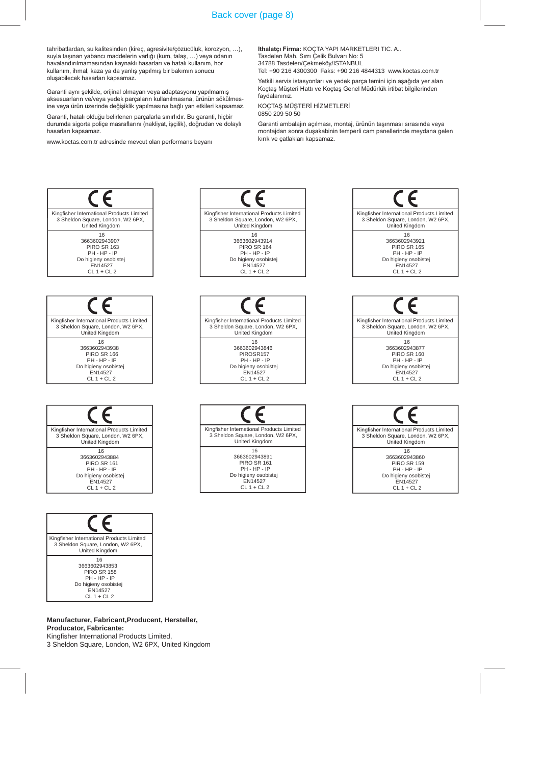tahribatlardan, su kalitesinden (kireç, agresivite/çözücülük, korozyon, …), suyla taşınan yabancı maddelerin varlığı (kum, talaş, …) veya odanın havalandırılmamasından kaynaklı hasarları ve hatalı kullanım, hor kullanım, ihmal, kaza ya da yanlış yapılmış bir bakımın sonucu oluşabilecek hasarları kapsamaz.

Garanti aynı şekilde, orijinal olmayan veya adaptasyonu yapılmamış aksesuarların ve/veya yedek parçaların kullanılmasına, ürünün sökülmesine veya ürün üzerinde değişiklik yapılmasına bağlı yan etkileri kapsamaz.

Garanti, hatalı olduğu belirlenen parçalarla sınırlıdır. Bu garanti, hiçbir durumda sigorta poliçe masraflarını (nakliyat, işçilik), doğrudan ve dolaylı hasarları kapsamaz.

www.koctas.com.tr adresinde mevcut olan performans beyanı

**Ithalatçı Firma:** KOÇTA YAPI MARKETLERI TIC. A..
Tasdelen Mah. Sırrı Çelik Bulvarı No: 5
34788 Tasdelen/Çekmeköy/ISTANBUL
Tel: +90 216 4300300 Faks: +90 216 4844313 www.koctas.com.tr

Yetkili servis istasyonları ve yedek parça temini için aşağıda yer alan Koçtaş Müşteri Hattı ve Koçtaş Genel Müdürlük irtibat bilgilerinden faydalanınız.

KOÇTAŞ MÜŞTERİ HİZMETLERİ
0850 209 50 50

Garanti ambalajın açılması, montaj, ürünün taşınması sırasında veya montajdan sonra duşakabinin temperli cam panellerinde meydana gelen kırık ve çatlakları kapsamaz.

CE
Kingfisher International Products Limited
3 Sheldon Square, London, W2 6PX, United Kingdom
16
3663602943907
PIRO SR 163
PH - HP - IP
Do higieny osobistej
EN14527
CL 1 + CL 2

CE
Kingfisher International Products Limited
3 Sheldon Square, London, W2 6PX, United Kingdom
16
3663602943914
PIRO SR 164
PH - HP - IP
Do higieny osobistej
EN14527
CL 1 + CL 2

CE
Kingfisher International Products Limited
3 Sheldon Square, London, W2 6PX, United Kingdom
16
3663602943921
PIRO SR 165
PH - HP - IP
Do higieny osobistej
EN14527
CL 1 + CL 2

CE
Kingfisher International Products Limited
3 Sheldon Square, London, W2 6PX, United Kingdom
16
3663602943938
PIRO SR 166
PH - HP - IP
Do higieny osobistej
EN14527
CL 1 + CL 2

CE
Kingfisher International Products Limited
3 Sheldon Square, London, W2 6PX, United Kingdom
16
3663602943846
PIROSR157
PH - HP - IP
Do higieny osobistej
EN14527
CL 1 + CL 2

CE
Kingfisher International Products Limited
3 Sheldon Square, London, W2 6PX, United Kingdom
16
3663602943877
PIRO SR 160
PH - HP - IP
Do higieny osobistej
EN14527
CL 1 + CL 2

CE
Kingfisher International Products Limited
3 Sheldon Square, London, W2 6PX, United Kingdom
16
3663602943884
PIRO SR 161
PH - HP - IP
Do higieny osobistej
EN14527
CL 1 + CL 2

CE
Kingfisher International Products Limited
3 Sheldon Square, London, W2 6PX, United Kingdom
16
3663602943891
PIRO SR 161
PH - HP - IP
Do higieny osobistej
EN14527
CL 1 + CL 2

CE
Kingfisher International Products Limited
3 Sheldon Square, London, W2 6PX, United Kingdom
16
3663602943860
PIRO SR 159
PH - HP - IP
Do higieny osobistej
EN14527
CL 1 + CL 2

CE
Kingfisher International Products Limited
3 Sheldon Square, London, W2 6PX, United Kingdom
16
3663602943853
PIRO SR 158
PH - HP - IP
Do higieny osobistej
EN14527
CL 1 + CL 2

**Manufacturer, Fabricant,Producent, Hersteller, Producator, Fabricante:**
Kingfisher International Products Limited,
3 Sheldon Square, London, W2 6PX, United Kingdom